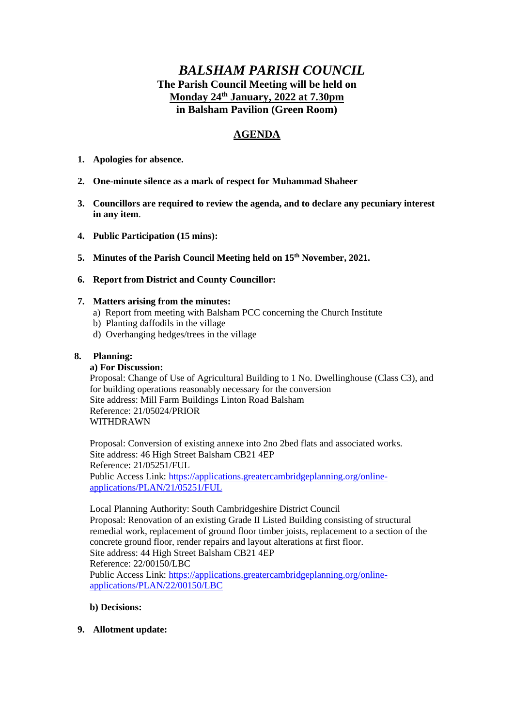# *BALSHAM PARISH COUNCIL*

**The Parish Council Meeting will be held on**
**<u>Monday 24th January, 2022 at 7.30pm</u>**
**in Balsham Pavilion (Green Room)**

## <u>AGENDA</u>

1. **Apologies for absence.**

2. **One-minute silence as a mark of respect for Muhammad Shaheer**

3. **Councillors are required to review the agenda, and to declare any pecuniary interest in any item**.

4. **Public Participation (15 mins):**

5. **Minutes of the Parish Council Meeting held on 15th November, 2021.**

6. **Report from District and County Councillor:**

7. **Matters arising from the minutes:**
   a) Report from meeting with Balsham PCC concerning the Church Institute
   b) Planting daffodils in the village
   d) Overhanging hedges/trees in the village

8. **Planning:**

   **a) For Discussion:**

   Proposal: Change of Use of Agricultural Building to 1 No. Dwellinghouse (Class C3), and for building operations reasonably necessary for the conversion
   Site address: Mill Farm Buildings Linton Road Balsham
   Reference: 21/05024/PRIOR
   WITHDRAWN

   Proposal: Conversion of existing annexe into 2no 2bed flats and associated works.
   Site address: 46 High Street Balsham CB21 4EP
   Reference: 21/05251/FUL
   Public Access Link: https://applications.greatercambridgeplanning.org/online-applications/PLAN/21/05251/FUL

   Local Planning Authority: South Cambridgeshire District Council
   Proposal: Renovation of an existing Grade II Listed Building consisting of structural remedial work, replacement of ground floor timber joists, replacement to a section of the concrete ground floor, render repairs and layout alterations at first floor.
   Site address: 44 High Street Balsham CB21 4EP
   Reference: 22/00150/LBC
   Public Access Link: https://applications.greatercambridgeplanning.org/online-applications/PLAN/22/00150/LBC

   **b) Decisions:**

9. **Allotment update:**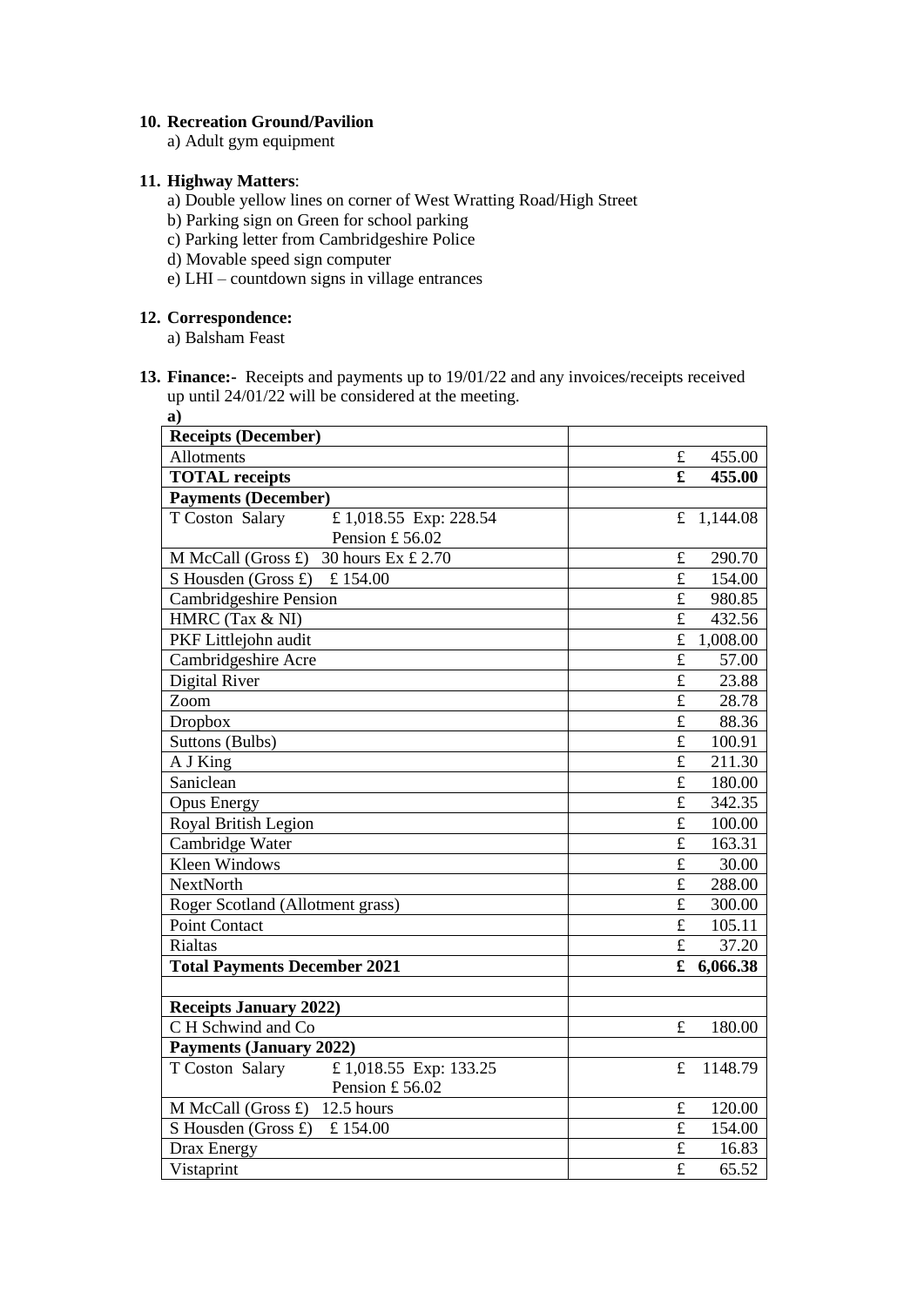**10. Recreation Ground/Pavilion**

a) Adult gym equipment

**11. Highway Matters**:

a) Double yellow lines on corner of West Wratting Road/High Street
b) Parking sign on Green for school parking
c) Parking letter from Cambridgeshire Police
d) Movable speed sign computer
e) LHI – countdown signs in village entrances

**12. Correspondence:**

a) Balsham Feast

**13. Finance:-** Receipts and payments up to 19/01/22 and any invoices/receipts received up until 24/01/22 will be considered at the meeting.

**a)**

| **Receipts (December)** | |
|---|---|
| Allotments | £ 455.00 |
| **TOTAL receipts** | **£ 455.00** |
| **Payments (December)** | |
| T Coston Salary £ 1,018.55 Exp: 228.54 Pension £ 56.02 | £ 1,144.08 |
| M McCall (Gross £) 30 hours Ex £ 2.70 | £ 290.70 |
| S Housden (Gross £) £ 154.00 | £ 154.00 |
| Cambridgeshire Pension | £ 980.85 |
| HMRC (Tax & NI) | £ 432.56 |
| PKF Littlejohn audit | £ 1,008.00 |
| Cambridgeshire Acre | £ 57.00 |
| Digital River | £ 23.88 |
| Zoom | £ 28.78 |
| Dropbox | £ 88.36 |
| Suttons (Bulbs) | £ 100.91 |
| A J King | £ 211.30 |
| Saniclean | £ 180.00 |
| Opus Energy | £ 342.35 |
| Royal British Legion | £ 100.00 |
| Cambridge Water | £ 163.31 |
| Kleen Windows | £ 30.00 |
| NextNorth | £ 288.00 |
| Roger Scotland (Allotment grass) | £ 300.00 |
| Point Contact | £ 105.11 |
| Rialtas | £ 37.20 |
| **Total Payments December 2021** | **£ 6,066.38** |
| | |
| **Receipts January 2022)** | |
| C H Schwind and Co | £ 180.00 |
| **Payments (January 2022)** | |
| T Coston Salary £ 1,018.55 Exp: 133.25 Pension £ 56.02 | £ 1148.79 |
| M McCall (Gross £) 12.5 hours | £ 120.00 |
| S Housden (Gross £) £ 154.00 | £ 154.00 |
| Drax Energy | £ 16.83 |
| Vistaprint | £ 65.52 |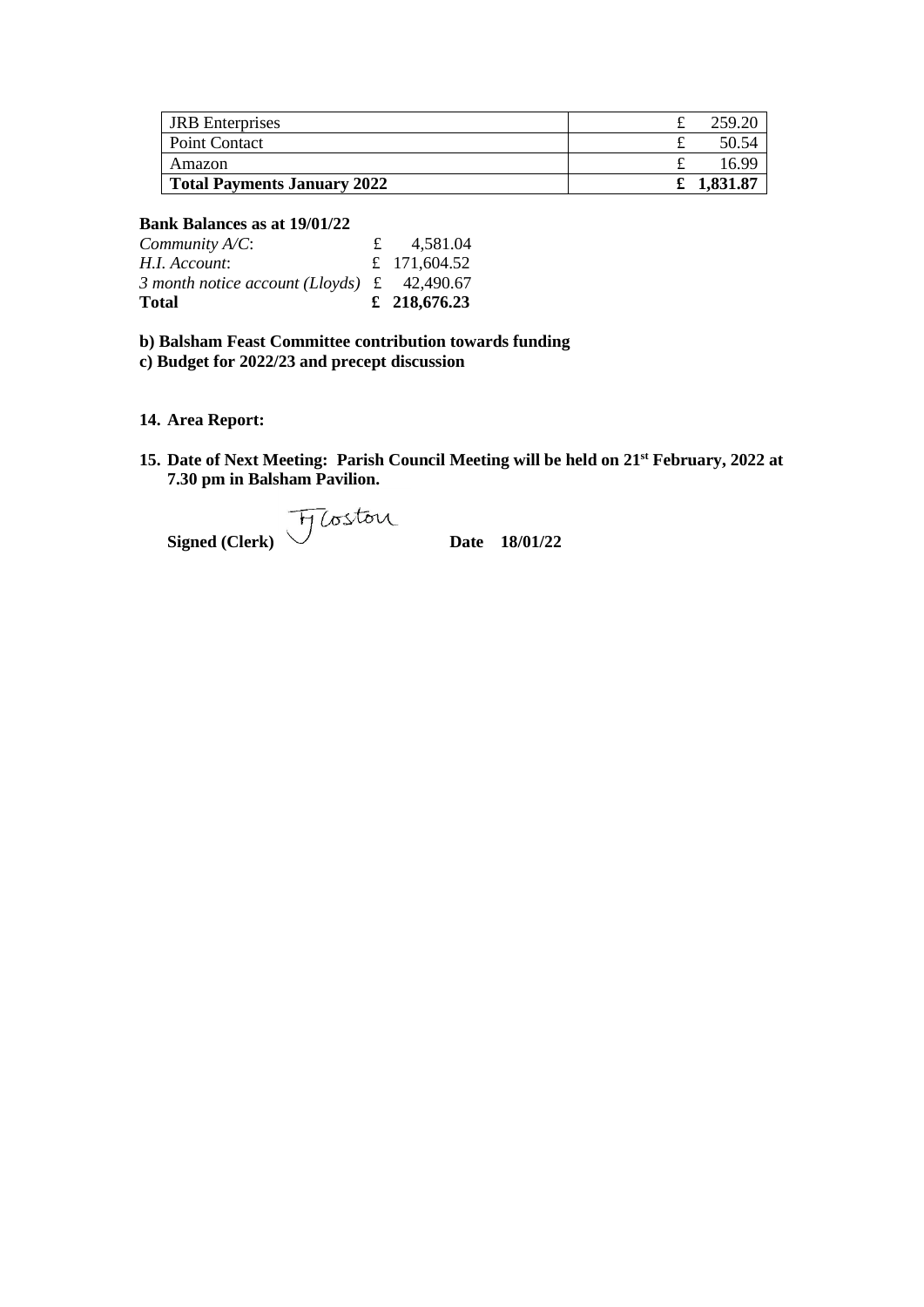| | |
|---|---|
| JRB Enterprises | £ 259.20 |
| Point Contact | £ 50.54 |
| Amazon | £ 16.99 |
| **Total Payments January 2022** | **£ 1,831.87** |

**Bank Balances as at 19/01/22**

| | |
|---|---|
| *Community A/C*: | £ 4,581.04 |
| *H.I. Account*: | £ 171,604.52 |
| *3 month notice account (Lloyds)* | £ 42,490.67 |
| **Total** | **£ 218,676.23** |

**b) Balsham Feast Committee contribution towards funding**

**c) Budget for 2022/23 and precept discussion**

**14. Area Report:**

**15. Date of Next Meeting: Parish Council Meeting will be held on 21st February, 2022 at 7.30 pm in Balsham Pavilion.**

**Signed (Clerk)** F Coston **Date 18/01/22**